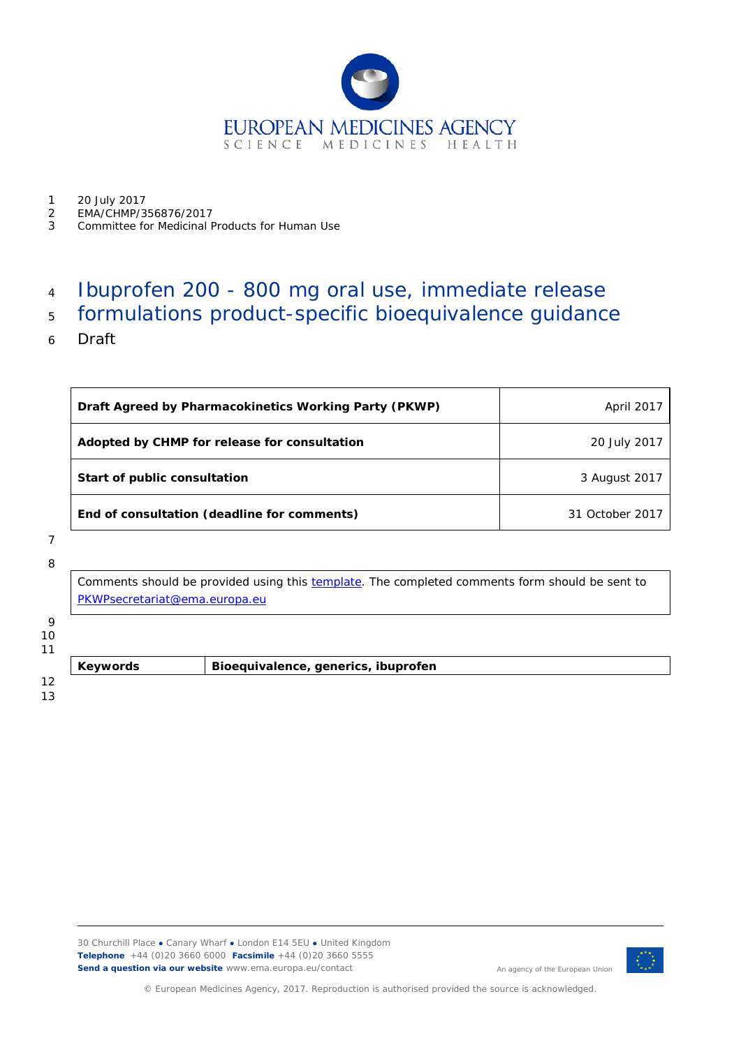20 July 2017
EMA/CHMP/356876/2017
Committee for Medicinal Products for Human Use

# Ibuprofen 200 - 800 mg oral use, immediate release formulations product-specific bioequivalence guidance

Draft

| | |
|---|---|
| **Draft Agreed by Pharmacokinetics Working Party (PKWP)** | April 2017 |
| **Adopted by CHMP for release for consultation** | 20 July 2017 |
| **Start of public consultation** | 3 August 2017 |
| **End of consultation (deadline for comments)** | 31 October 2017 |

Comments should be provided using this template. The completed comments form should be sent to PKWPsecretariat@ema.europa.eu

| | |
|---|---|
| **Keywords** | **Bioequivalence, generics, ibuprofen** |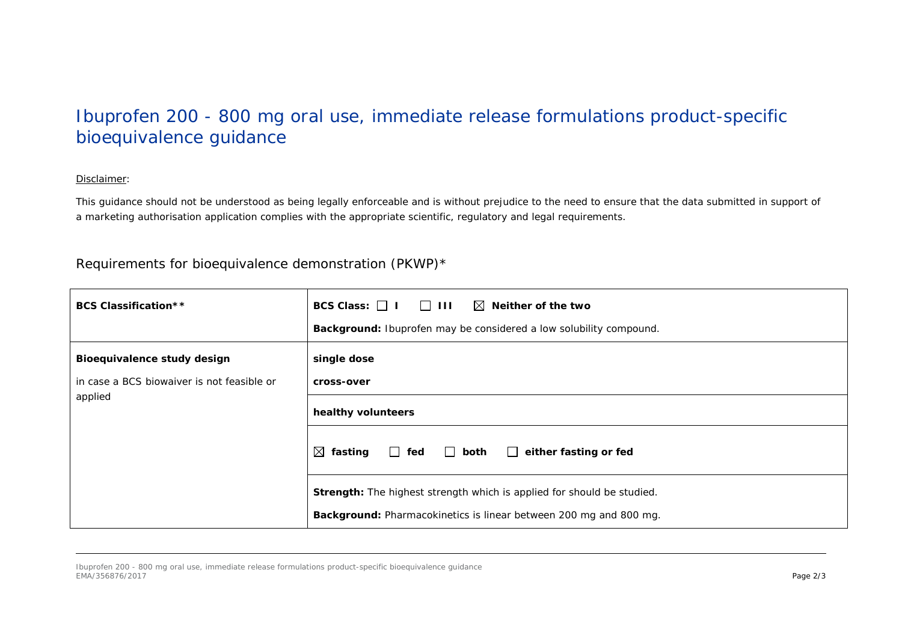# Ibuprofen 200 - 800 mg oral use, immediate release formulations product-specific bioequivalence guidance

<u>Disclaimer</u>:

This guidance should not be understood as being legally enforceable and is without prejudice to the need to ensure that the data submitted in support of a marketing authorisation application complies with the appropriate scientific, regulatory and legal requirements.

## Requirements for bioequivalence demonstration (PKWP)*

| | |
|---|---|
| **BCS Classification**** | **BCS Class:** ☐ **I** ☐ **III** ☒ **Neither of the two**<br><br>**Background:** Ibuprofen may be considered a low solubility compound. |
| **Bioequivalence study design**<br><br>in case a BCS biowaiver is not feasible or applied | **single dose**<br><br>**cross-over** |
| | **healthy volunteers** |
| | ☒ **fasting** ☐ **fed** ☐ **both** ☐ **either fasting or fed** |
| | **Strength:** The highest strength which is applied for should be studied.<br><br>**Background:** Pharmacokinetics is linear between 200 mg and 800 mg. |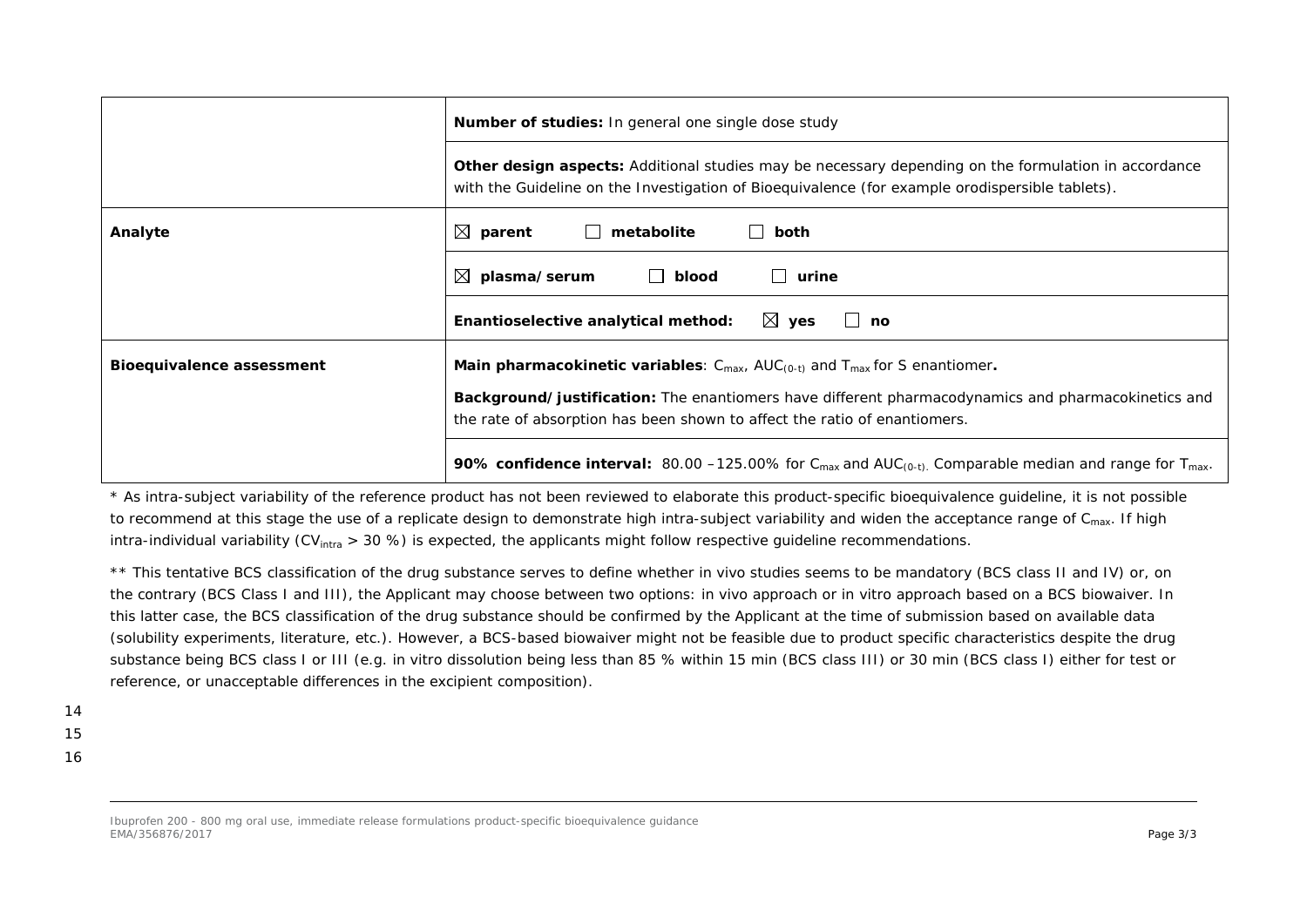| | |
|---|---|
| | **Number of studies:** In general one single dose study |
| | **Other design aspects:** Additional studies may be necessary depending on the formulation in accordance with the Guideline on the Investigation of Bioequivalence (for example orodispersible tablets). |
| **Analyte** | ☒ **parent** ☐ **metabolite** ☐ **both** |
| | ☒ **plasma/serum** ☐ **blood** ☐ **urine** |
| | **Enantioselective analytical method:** ☒ **yes** ☐ **no** |
| **Bioequivalence assessment** | **Main pharmacokinetic variables**: $C_{max}$, $AUC_{(0-t)}$ and $T_{max}$ for S enantiomer**.** **Background/justification:** The enantiomers have different pharmacodynamics and pharmacokinetics and the rate of absorption has been shown to affect the ratio of enantiomers. |
| | **90% confidence interval:** 80.00 –125.00% for $C_{max}$ and $AUC_{(0-t)}$. Comparable median and range for $T_{max}$. |

* As intra-subject variability of the reference product has not been reviewed to elaborate this product-specific bioequivalence guideline, it is not possible to recommend at this stage the use of a replicate design to demonstrate high intra-subject variability and widen the acceptance range of $C_{max}$. If high intra-individual variability ($CV_{intra}$ > 30 %) is expected, the applicants might follow respective guideline recommendations.

** This tentative BCS classification of the drug substance serves to define whether in vivo studies seems to be mandatory (BCS class II and IV) or, on the contrary (BCS Class I and III), the Applicant may choose between two options: in vivo approach or in vitro approach based on a BCS biowaiver. In this latter case, the BCS classification of the drug substance should be confirmed by the Applicant at the time of submission based on available data (solubility experiments, literature, etc.). However, a BCS-based biowaiver might not be feasible due to product specific characteristics despite the drug substance being BCS class I or III (e.g. in vitro dissolution being less than 85 % within 15 min (BCS class III) or 30 min (BCS class I) either for test or reference, or unacceptable differences in the excipient composition).